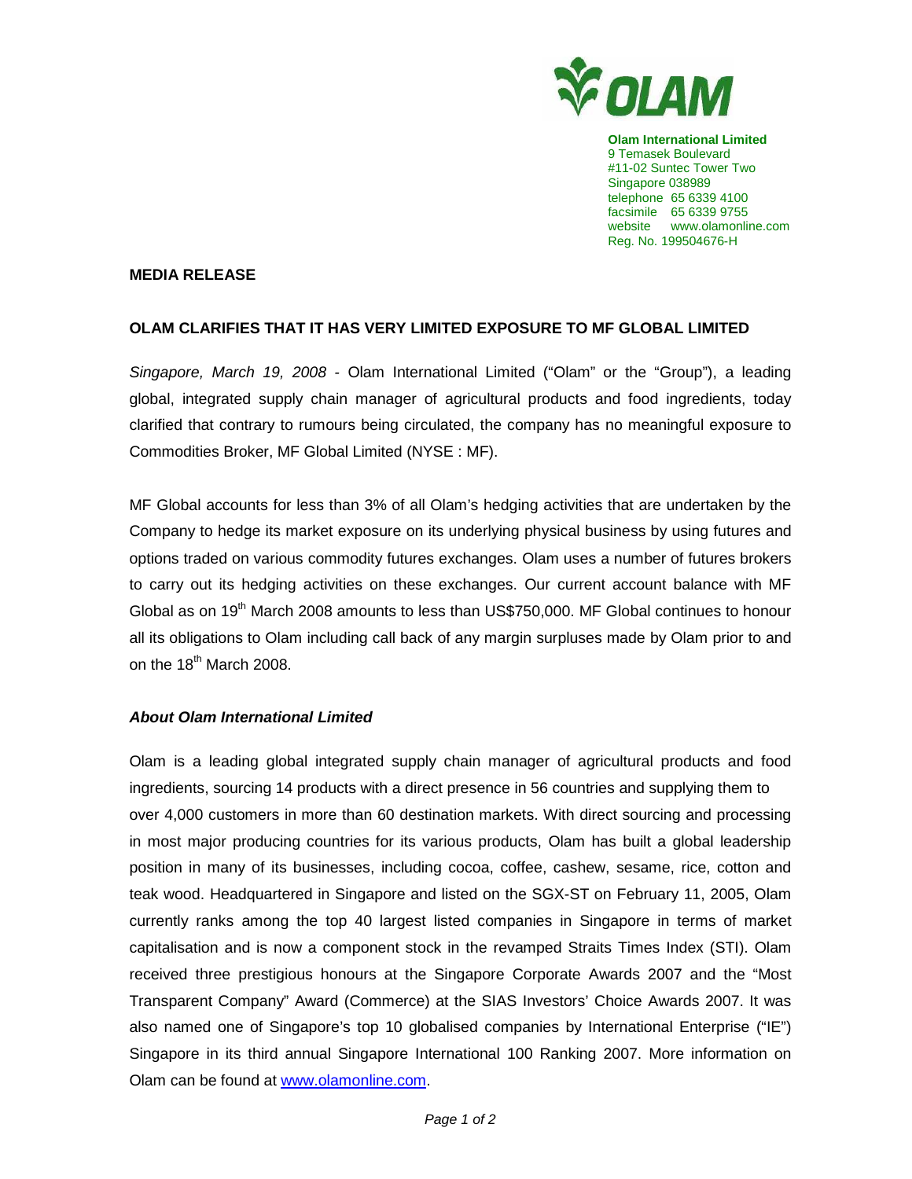**Olam International Limited**
9 Temasek Boulevard
#11-02 Suntec Tower Two
Singapore 038989
telephone 65 6339 4100
facsimile 65 6339 9755
website www.olamonline.com
Reg. No. 199504676-H

**MEDIA RELEASE**

**OLAM CLARIFIES THAT IT HAS VERY LIMITED EXPOSURE TO MF GLOBAL LIMITED**

*Singapore, March 19, 2008* - Olam International Limited ("Olam" or the "Group"), a leading global, integrated supply chain manager of agricultural products and food ingredients, today clarified that contrary to rumours being circulated, the company has no meaningful exposure to Commodities Broker, MF Global Limited (NYSE : MF).

MF Global accounts for less than 3% of all Olam's hedging activities that are undertaken by the Company to hedge its market exposure on its underlying physical business by using futures and options traded on various commodity futures exchanges. Olam uses a number of futures brokers to carry out its hedging activities on these exchanges. Our current account balance with MF Global as on 19th March 2008 amounts to less than US$750,000. MF Global continues to honour all its obligations to Olam including call back of any margin surpluses made by Olam prior to and on the 18th March 2008.

***About Olam International Limited***

Olam is a leading global integrated supply chain manager of agricultural products and food ingredients, sourcing 14 products with a direct presence in 56 countries and supplying them to over 4,000 customers in more than 60 destination markets. With direct sourcing and processing in most major producing countries for its various products, Olam has built a global leadership position in many of its businesses, including cocoa, coffee, cashew, sesame, rice, cotton and teak wood. Headquartered in Singapore and listed on the SGX-ST on February 11, 2005, Olam currently ranks among the top 40 largest listed companies in Singapore in terms of market capitalisation and is now a component stock in the revamped Straits Times Index (STI). Olam received three prestigious honours at the Singapore Corporate Awards 2007 and the "Most Transparent Company" Award (Commerce) at the SIAS Investors' Choice Awards 2007. It was also named one of Singapore's top 10 globalised companies by International Enterprise ("IE") Singapore in its third annual Singapore International 100 Ranking 2007. More information on Olam can be found at www.olamonline.com.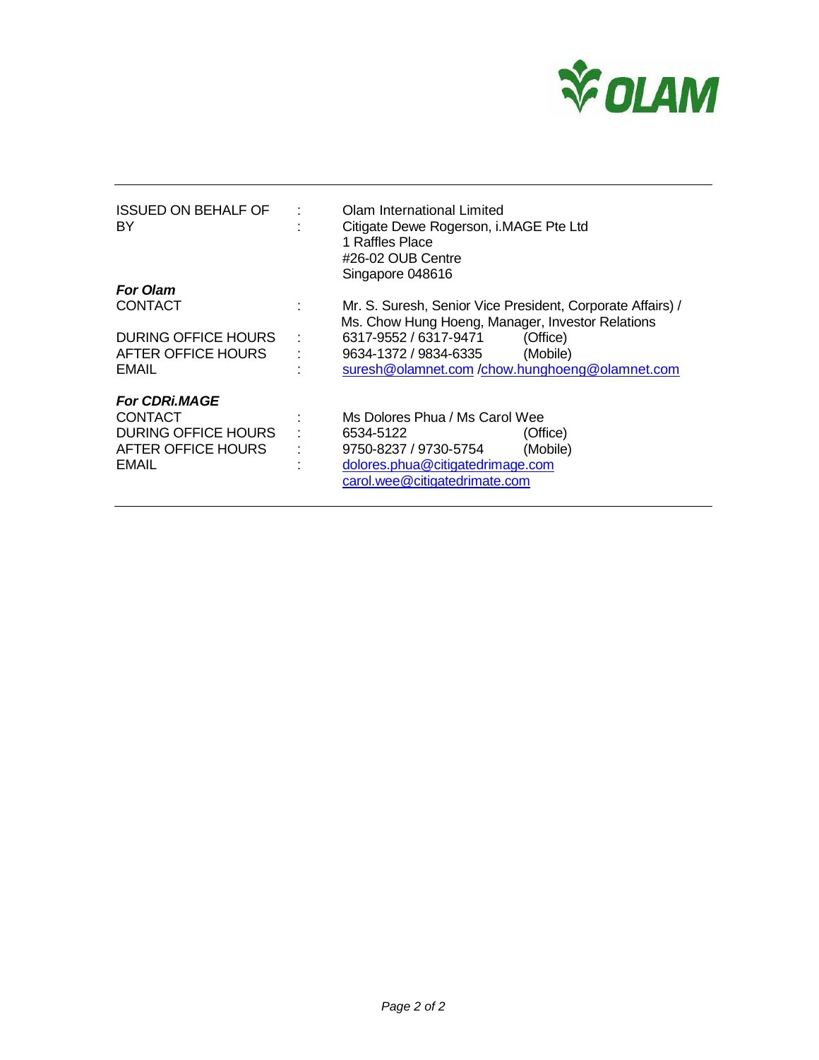| | | |
|---|---|---|
| ISSUED ON BEHALF OF | : | Olam International Limited |
| BY | : | Citigate Dewe Rogerson, i.MAGE Pte Ltd<br>1 Raffles Place<br>#26-02 OUB Centre<br>Singapore 048616 |
| ***For Olam*** | | |
| CONTACT | : | Mr. S. Suresh, Senior Vice President, Corporate Affairs) /<br>Ms. Chow Hung Hoeng, Manager, Investor Relations |
| DURING OFFICE HOURS | : | 6317-9552 / 6317-9471 (Office) |
| AFTER OFFICE HOURS | : | 9634-1372 / 9834-6335 (Mobile) |
| EMAIL | : | suresh@olamnet.com /chow.hunghoeng@olamnet.com |
| ***For CDRi.MAGE*** | | |
| CONTACT | : | Ms Dolores Phua / Ms Carol Wee |
| DURING OFFICE HOURS | : | 6534-5122 (Office) |
| AFTER OFFICE HOURS | : | 9750-8237 / 9730-5754 (Mobile) |
| EMAIL | : | dolores.phua@citigatedrimage.com<br>carol.wee@citigatedrimate.com |